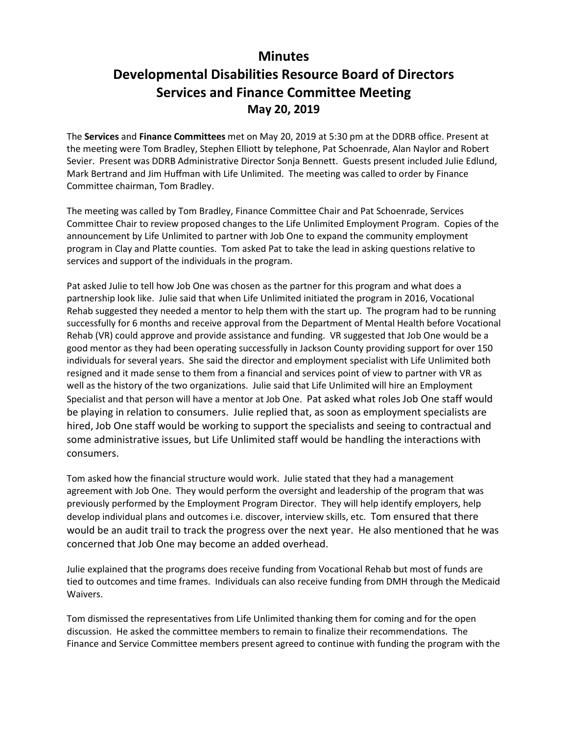# Minutes

# Developmental Disabilities Resource Board of Directors

# Services and Finance Committee Meeting

## May 20, 2019

The **Services** and **Finance Committees** met on May 20, 2019 at 5:30 pm at the DDRB office. Present at the meeting were Tom Bradley, Stephen Elliott by telephone, Pat Schoenrade, Alan Naylor and Robert Sevier. Present was DDRB Administrative Director Sonja Bennett. Guests present included Julie Edlund, Mark Bertrand and Jim Huffman with Life Unlimited. The meeting was called to order by Finance Committee chairman, Tom Bradley.

The meeting was called by Tom Bradley, Finance Committee Chair and Pat Schoenrade, Services Committee Chair to review proposed changes to the Life Unlimited Employment Program. Copies of the announcement by Life Unlimited to partner with Job One to expand the community employment program in Clay and Platte counties. Tom asked Pat to take the lead in asking questions relative to services and support of the individuals in the program.

Pat asked Julie to tell how Job One was chosen as the partner for this program and what does a partnership look like. Julie said that when Life Unlimited initiated the program in 2016, Vocational Rehab suggested they needed a mentor to help them with the start up. The program had to be running successfully for 6 months and receive approval from the Department of Mental Health before Vocational Rehab (VR) could approve and provide assistance and funding. VR suggested that Job One would be a good mentor as they had been operating successfully in Jackson County providing support for over 150 individuals for several years. She said the director and employment specialist with Life Unlimited both resigned and it made sense to them from a financial and services point of view to partner with VR as well as the history of the two organizations. Julie said that Life Unlimited will hire an Employment Specialist and that person will have a mentor at Job One. Pat asked what roles Job One staff would be playing in relation to consumers. Julie replied that, as soon as employment specialists are hired, Job One staff would be working to support the specialists and seeing to contractual and some administrative issues, but Life Unlimited staff would be handling the interactions with consumers.

Tom asked how the financial structure would work. Julie stated that they had a management agreement with Job One. They would perform the oversight and leadership of the program that was previously performed by the Employment Program Director. They will help identify employers, help develop individual plans and outcomes i.e. discover, interview skills, etc. Tom ensured that there would be an audit trail to track the progress over the next year. He also mentioned that he was concerned that Job One may become an added overhead.

Julie explained that the programs does receive funding from Vocational Rehab but most of funds are tied to outcomes and time frames. Individuals can also receive funding from DMH through the Medicaid Waivers.

Tom dismissed the representatives from Life Unlimited thanking them for coming and for the open discussion. He asked the committee members to remain to finalize their recommendations. The Finance and Service Committee members present agreed to continue with funding the program with the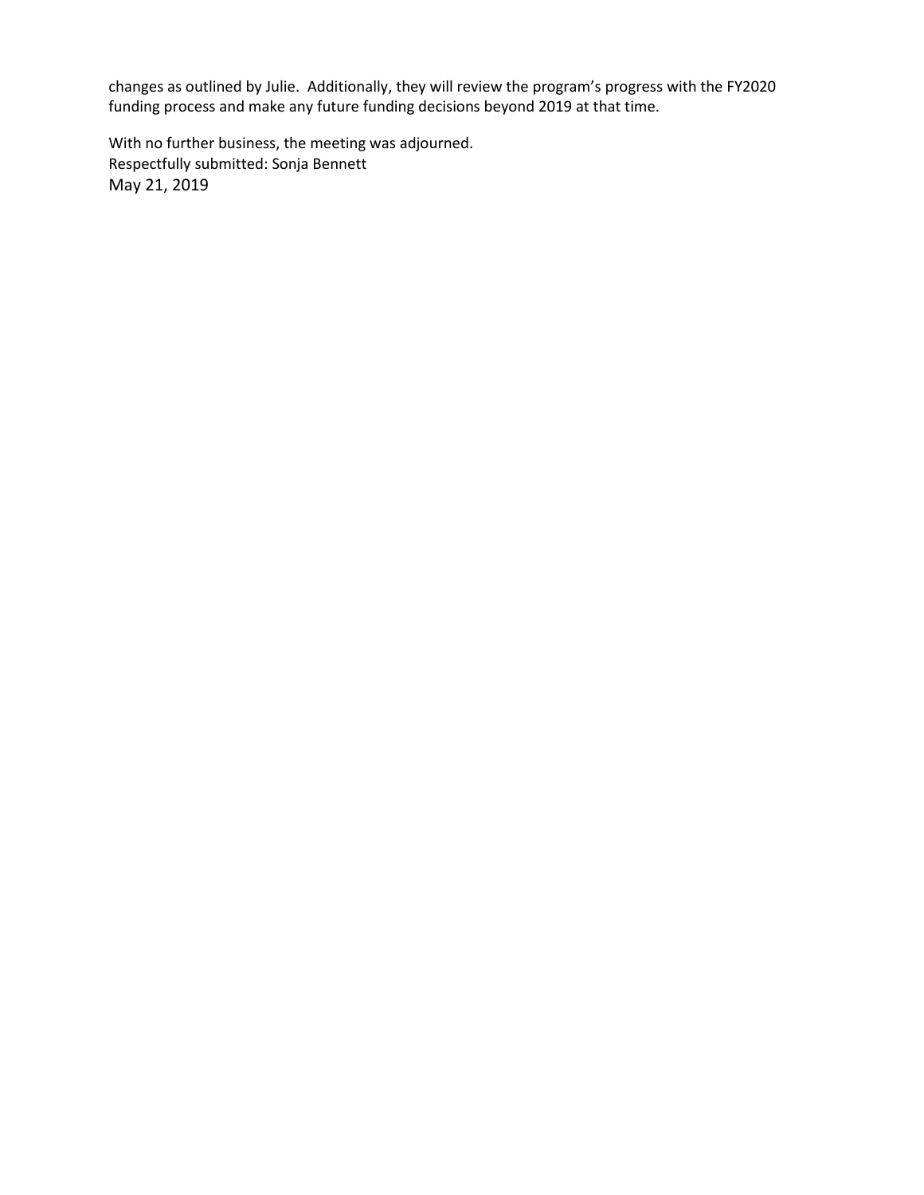changes as outlined by Julie. Additionally, they will review the program's progress with the FY2020 funding process and make any future funding decisions beyond 2019 at that time.

With no further business, the meeting was adjourned.
Respectfully submitted: Sonja Bennett
May 21, 2019